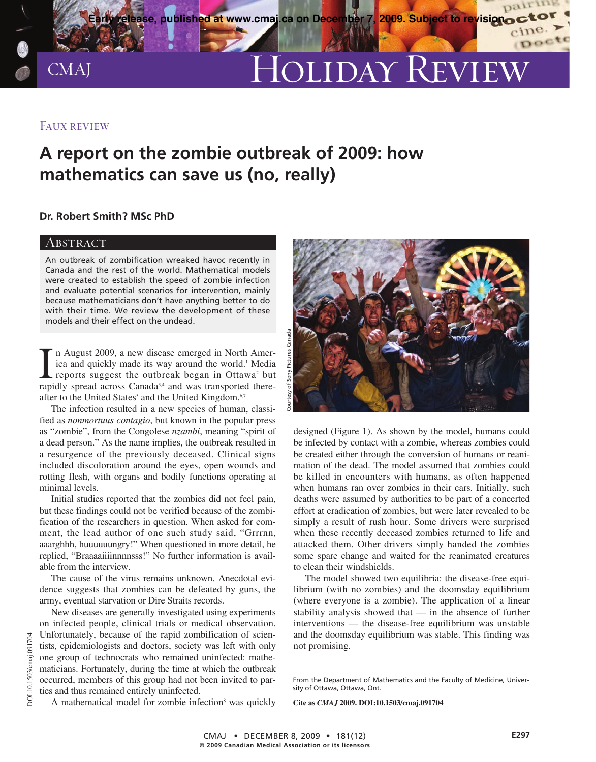FAUX REVIEW

# A report on the zombie outbreak of 2009: how mathematics can save us (no, really)

**Dr. Robert Smith? MSc PhD**

## Abstract

An outbreak of zombification wreaked havoc recently in Canada and the rest of the world. Mathematical models were created to establish the speed of zombie infection and evaluate potential scenarios for intervention, mainly because mathematicians don't have anything better to do with their time. We review the development of these models and their effect on the undead.

In August 2009, a new disease emerged in North America and quickly made its way around the world.[1] Media reports suggest the outbreak began in Ottawa[2] but rapidly spread across Canada[3,4] and was transported thereafter to the United States[5] and the United Kingdom.[6,7]

The infection resulted in a new species of human, classified as *nonmortuus contagio*, but known in the popular press as "zombie", from the Congolese *nzambi*, meaning "spirit of a dead person." As the name implies, the outbreak resulted in a resurgence of the previously deceased. Clinical signs included discoloration around the eyes, open wounds and rotting flesh, with organs and bodily functions operating at minimal levels.

Initial studies reported that the zombies did not feel pain, but these findings could not be verified because of the zombification of the researchers in question. When asked for comment, the lead author of one such study said, "Grrrnn, aaarghhh, huuuuuungry!" When questioned in more detail, he replied, "Braaaaiiiinnnnsss!" No further information is available from the interview.

The cause of the virus remains unknown. Anecdotal evidence suggests that zombies can be defeated by guns, the army, eventual starvation or Dire Straits records.

New diseases are generally investigated using experiments on infected people, clinical trials or medical observation. Unfortunately, because of the rapid zombification of scientists, epidemiologists and doctors, society was left with only one group of technocrats who remained uninfected: mathematicians. Fortunately, during the time at which the outbreak occurred, members of this group had not been invited to parties and thus remained entirely uninfected.

A mathematical model for zombie infection[8] was quickly designed (Figure 1). As shown by the model, humans could be infected by contact with a zombie, whereas zombies could be created either through the conversion of humans or reanimation of the dead. The model assumed that zombies could be killed in encounters with humans, as often happened when humans ran over zombies in their cars. Initially, such deaths were assumed by authorities to be part of a concerted effort at eradication of zombies, but were later revealed to be simply a result of rush hour. Some drivers were surprised when these recently deceased zombies returned to life and attacked them. Other drivers simply handed the zombies some spare change and waited for the reanimated creatures to clean their windshields.

The model showed two equilibria: the disease-free equilibrium (with no zombies) and the doomsday equilibrium (where everyone is a zombie). The application of a linear stability analysis showed that — in the absence of further interventions — the disease-free equilibrium was unstable and the doomsday equilibrium was stable. This finding was not promising.

From the Department of Mathematics and the Faculty of Medicine, University of Ottawa, Ottawa, Ont.

**Cite as *CMAJ* 2009. DOI:10.1503/cmaj.091704**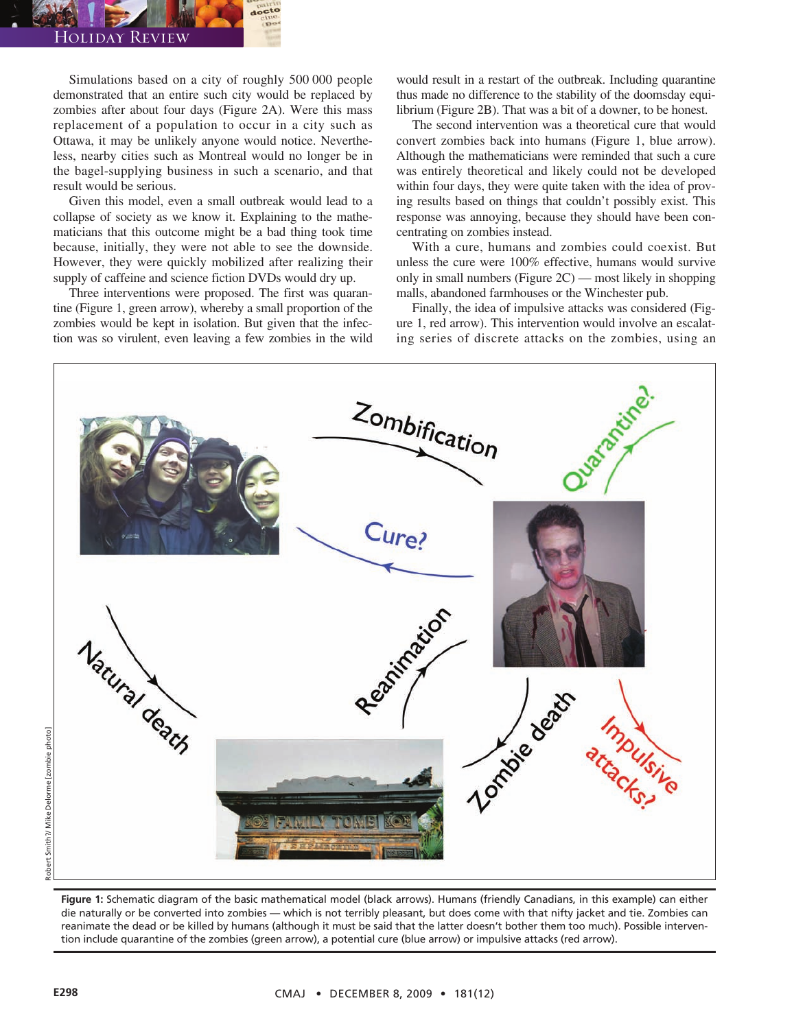Simulations based on a city of roughly 500 000 people demonstrated that an entire such city would be replaced by zombies after about four days (Figure 2A). Were this mass replacement of a population to occur in a city such as Ottawa, it may be unlikely anyone would notice. Nevertheless, nearby cities such as Montreal would no longer be in the bagel-supplying business in such a scenario, and that result would be serious.

Given this model, even a small outbreak would lead to a collapse of society as we know it. Explaining to the mathematicians that this outcome might be a bad thing took time because, initially, they were not able to see the downside. However, they were quickly mobilized after realizing their supply of caffeine and science fiction DVDs would dry up.

Three interventions were proposed. The first was quarantine (Figure 1, green arrow), whereby a small proportion of the zombies would be kept in isolation. But given that the infection was so virulent, even leaving a few zombies in the wild would result in a restart of the outbreak. Including quarantine thus made no difference to the stability of the doomsday equilibrium (Figure 2B). That was a bit of a downer, to be honest.

The second intervention was a theoretical cure that would convert zombies back into humans (Figure 1, blue arrow). Although the mathematicians were reminded that such a cure was entirely theoretical and likely could not be developed within four days, they were quite taken with the idea of proving results based on things that couldn't possibly exist. This response was annoying, because they should have been concentrating on zombies instead.

With a cure, humans and zombies could coexist. But unless the cure were 100% effective, humans would survive only in small numbers (Figure 2C) — most likely in shopping malls, abandoned farmhouses or the Winchester pub.

Finally, the idea of impulsive attacks was considered (Figure 1, red arrow). This intervention would involve an escalating series of discrete attacks on the zombies, using an

**Figure 1:** Schematic diagram of the basic mathematical model (black arrows). Humans (friendly Canadians, in this example) can either die naturally or be converted into zombies — which is not terribly pleasant, but does come with that nifty jacket and tie. Zombies can reanimate the dead or be killed by humans (although it must be said that the latter doesn't bother them too much). Possible intervention include quarantine of the zombies (green arrow), a potential cure (blue arrow) or impulsive attacks (red arrow).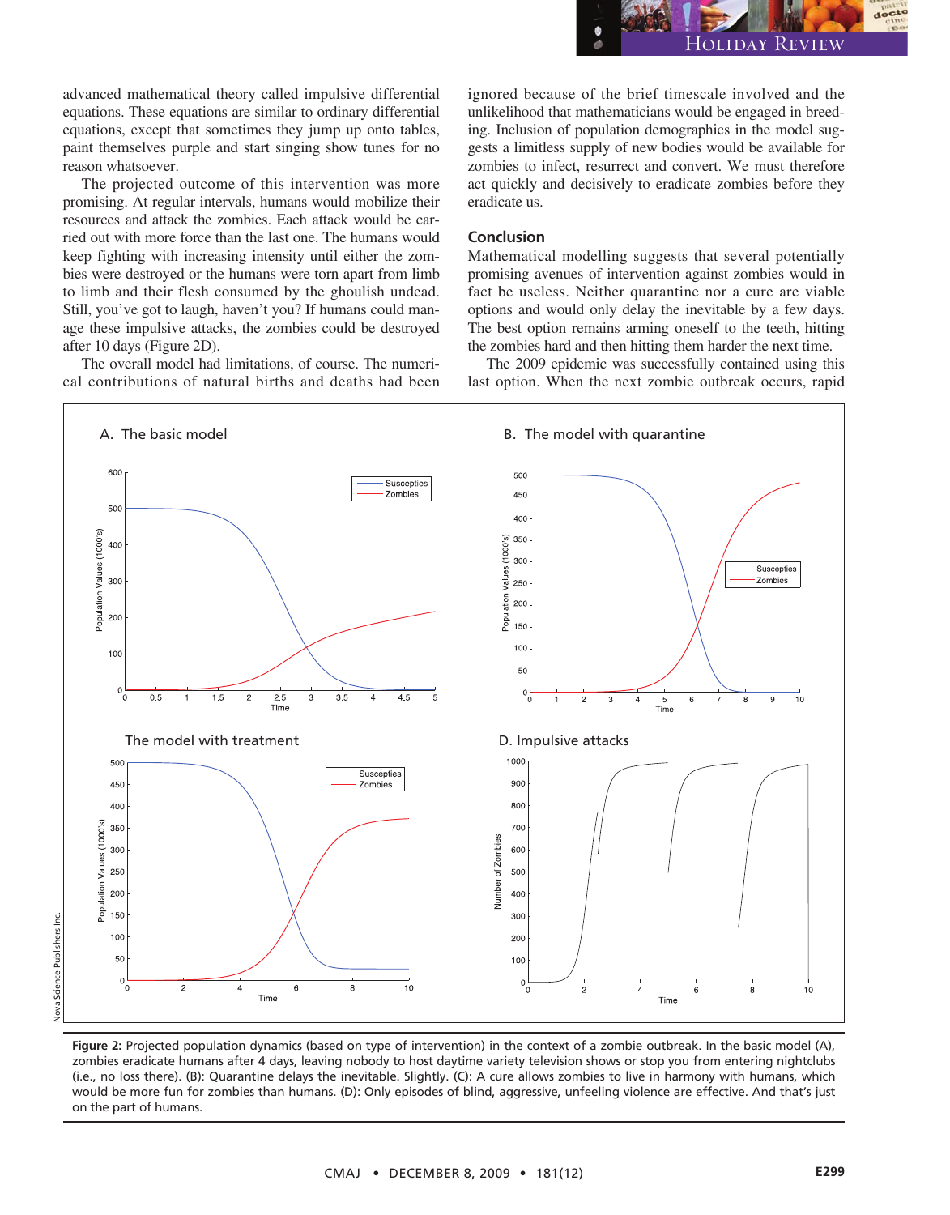advanced mathematical theory called impulsive differential equations. These equations are similar to ordinary differential equations, except that sometimes they jump up onto tables, paint themselves purple and start singing show tunes for no reason whatsoever.

The projected outcome of this intervention was more promising. At regular intervals, humans would mobilize their resources and attack the zombies. Each attack would be carried out with more force than the last one. The humans would keep fighting with increasing intensity until either the zombies were destroyed or the humans were torn apart from limb to limb and their flesh consumed by the ghoulish undead. Still, you've got to laugh, haven't you? If humans could manage these impulsive attacks, the zombies could be destroyed after 10 days (Figure 2D).

The overall model had limitations, of course. The numerical contributions of natural births and deaths had been ignored because of the brief timescale involved and the unlikelihood that mathematicians would be engaged in breeding. Inclusion of population demographics in the model suggests a limitless supply of new bodies would be available for zombies to infect, resurrect and convert. We must therefore act quickly and decisively to eradicate zombies before they eradicate us.

## Conclusion

Mathematical modelling suggests that several potentially promising avenues of intervention against zombies would in fact be useless. Neither quarantine nor a cure are viable options and would only delay the inevitable by a few days. The best option remains arming oneself to the teeth, hitting the zombies hard and then hitting them harder the next time.

The 2009 epidemic was successfully contained using this last option. When the next zombie outbreak occurs, rapid

A. The basic model

B. The model with quarantine

The model with treatment

D. Impulsive attacks

**Figure 2:** Projected population dynamics (based on type of intervention) in the context of a zombie outbreak. In the basic model (A), zombies eradicate humans after 4 days, leaving nobody to host daytime variety television shows or stop you from entering nightclubs (i.e., no loss there). (B): Quarantine delays the inevitable. Slightly. (C): A cure allows zombies to live in harmony with humans, which would be more fun for zombies than humans. (D): Only episodes of blind, aggressive, unfeeling violence are effective. And that's just on the part of humans.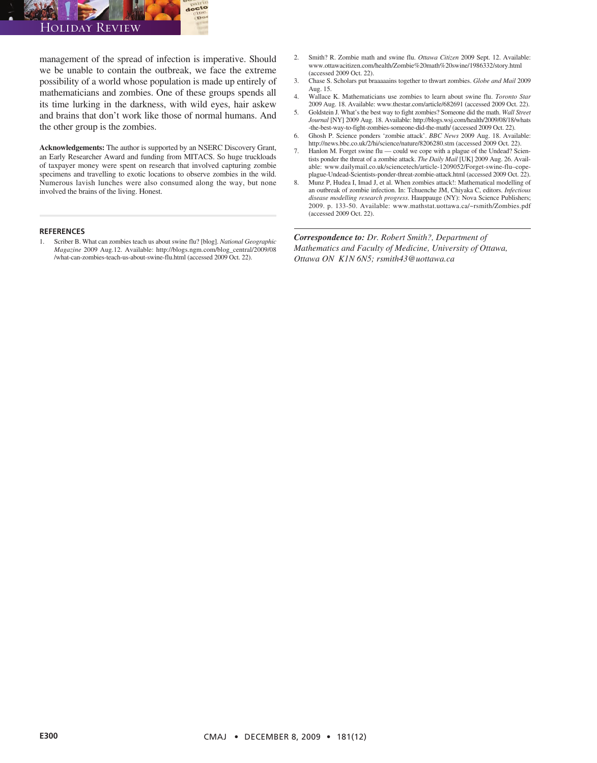management of the spread of infection is imperative. Should we be unable to contain the outbreak, we face the extreme possibility of a world whose population is made up entirely of mathematicians and zombies. One of these groups spends all its time lurking in the darkness, with wild eyes, hair askew and brains that don't work like those of normal humans. And the other group is the zombies.

**Acknowledgements:** The author is supported by an NSERC Discovery Grant, an Early Researcher Award and funding from MITACS. So huge truckloads of taxpayer money were spent on research that involved capturing zombie specimens and travelling to exotic locations to observe zombies in the wild. Numerous lavish lunches were also consumed along the way, but none involved the brains of the living. Honest.

## REFERENCES

1. Scriber B. What can zombies teach us about swine flu? [blog]. *National Geographic Magazine* 2009 Aug.12. Available: http://blogs.ngm.com/blog_central/2009/08/what-can-zombies-teach-us-about-swine-flu.html (accessed 2009 Oct. 22).
2. Smith? R. Zombie math and swine flu. *Ottawa Citizen* 2009 Sept. 12. Available: www.ottawacitizen.com/health/Zombie%20math%20swine/1986332/story.html (accessed 2009 Oct. 22).
3. Chase S. Scholars put braaaaains together to thwart zombies. *Globe and Mail* 2009 Aug. 15.
4. Wallace K. Mathematicians use zombies to learn about swine flu. *Toronto Star* 2009 Aug. 18. Available: www.thestar.com/article/682691 (accessed 2009 Oct. 22).
5. Goldstein J. What's the best way to fight zombies? Someone did the math. *Wall Street Journal* [NY] 2009 Aug. 18. Available: http://blogs.wsj.com/health/2009/08/18/whats-the-best-way-to-fight-zombies-someone-did-the-math/ (accessed 2009 Oct. 22).
6. Ghosh P. Science ponders 'zombie attack'. *BBC News* 2009 Aug. 18. Available: http://news.bbc.co.uk/2/hi/science/nature/8206280.stm (accessed 2009 Oct. 22).
7. Hanlon M. Forget swine flu — could we cope with a plague of the Undead? Scientists ponder the threat of a zombie attack. *The Daily Mail* [UK] 2009 Aug. 26. Available: www.dailymail.co.uk/sciencetech/article-1209052/Forget-swine-flu–cope-plague-Undead-Scientists-ponder-threat-zombie-attack.html (accessed 2009 Oct. 22).
8. Munz P, Hudea I, Imad J, et al. When zombies attack!: Mathematical modelling of an outbreak of zombie infection. In: Tchuenche JM, Chiyaka C, editors. *Infectious disease modelling research progress*. Hauppauge (NY): Nova Science Publishers; 2009. p. 133-50. Available: www.mathstat.uottawa.ca/~rsmith/Zombies.pdf (accessed 2009 Oct. 22).

***Correspondence to:*** *Dr. Robert Smith?, Department of Mathematics and Faculty of Medicine, University of Ottawa, Ottawa ON K1N 6N5; rsmith43@uottawa.ca*